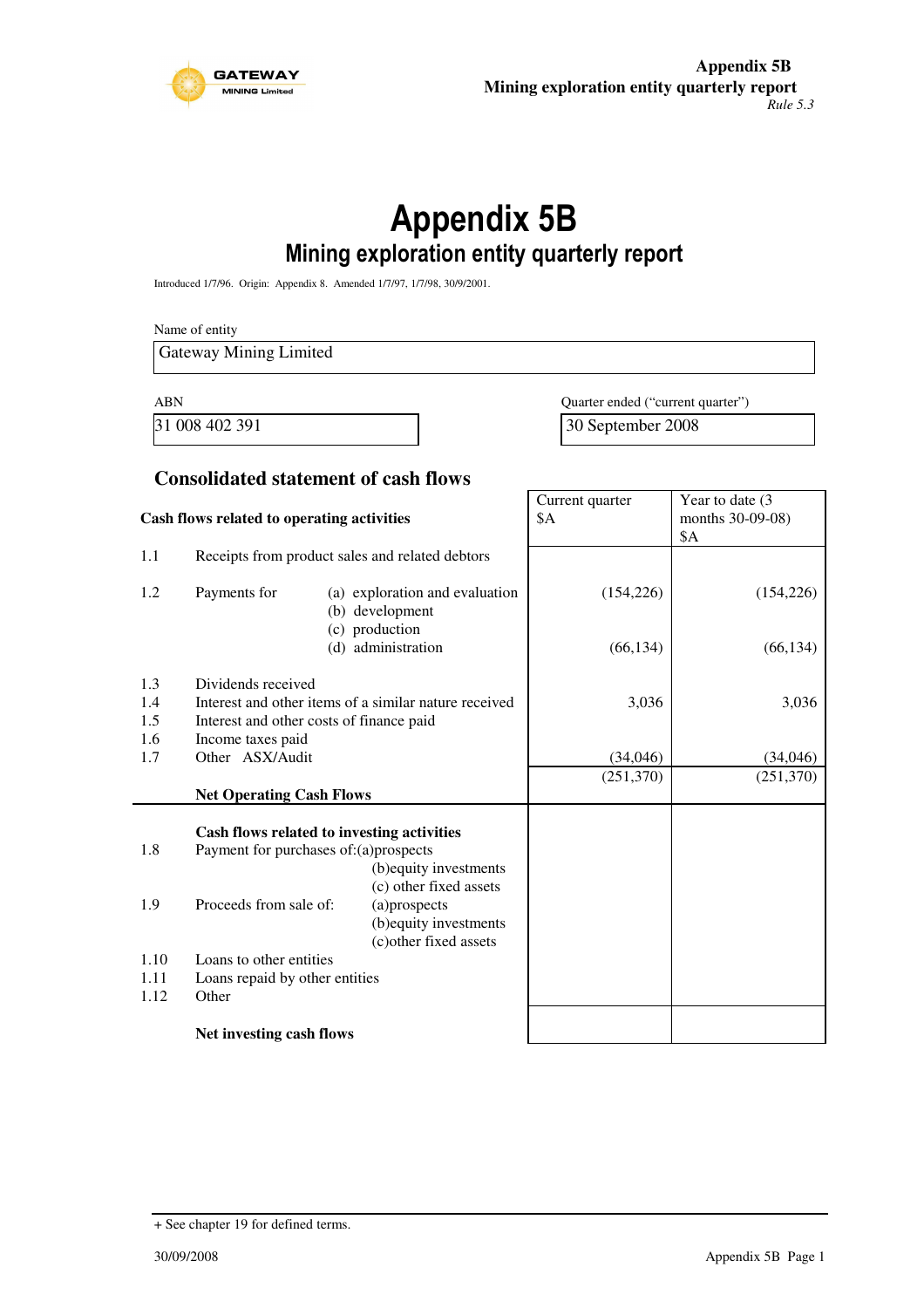# Appendix 5B

## Mining exploration entity quarterly report

Introduced 1/7/96. Origin: Appendix 8. Amended 1/7/97, 1/7/98, 30/9/2001.

Name of entity

Gateway Mining Limited

| ABN | Quarter ended ("current quarter") |
|---|---|
| 31 008 402 391 | 30 September 2008 |

### Consolidated statement of cash flows

| | Cash flows related to operating activities | | Current quarter $A | Year to date (3 months 30-09-08) $A |
|---|---|---|---|---|
| 1.1 | Receipts from product sales and related debtors | | | |
| 1.2 | Payments for | (a) exploration and evaluation | (154,226) | (154,226) |
| | | (b) development | | |
| | | (c) production | | |
| | | (d) administration | (66,134) | (66,134) |
| 1.3 | Dividends received | | | |
| 1.4 | Interest and other items of a similar nature received | | 3,036 | 3,036 |
| 1.5 | Interest and other costs of finance paid | | | |
| 1.6 | Income taxes paid | | | |
| 1.7 | Other ASX/Audit | | (34,046) | (34,046) |
| | **Net Operating Cash Flows** | | (251,370) | (251,370) |
| | **Cash flows related to investing activities** | | | |
| 1.8 | Payment for purchases of: | (a) prospects | | |
| | | (b) equity investments | | |
| | | (c) other fixed assets | | |
| 1.9 | Proceeds from sale of: | (a) prospects | | |
| | | (b) equity investments | | |
| | | (c) other fixed assets | | |
| 1.10 | Loans to other entities | | | |
| 1.11 | Loans repaid by other entities | | | |
| 1.12 | Other | | | |
| | **Net investing cash flows** | | | |

+ See chapter 19 for defined terms.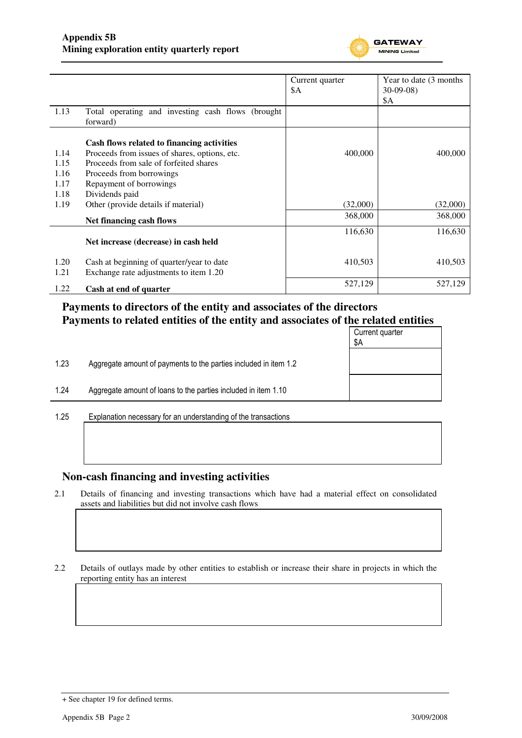| | | Current quarter $A | Year to date (3 months 30-09-08) $A |
|---|---|---|---|
| 1.13 | Total operating and investing cash flows (brought forward) | | |
| | **Cash flows related to financing activities** | | |
| 1.14 | Proceeds from issues of shares, options, etc. | 400,000 | 400,000 |
| 1.15 | Proceeds from sale of forfeited shares | | |
| 1.16 | Proceeds from borrowings | | |
| 1.17 | Repayment of borrowings | | |
| 1.18 | Dividends paid | | |
| 1.19 | Other (provide details if material) | (32,000) | (32,000) |
| | **Net financing cash flows** | 368,000 | 368,000 |
| | **Net increase (decrease) in cash held** | 116,630 | 116,630 |
| 1.20 | Cash at beginning of quarter/year to date | 410,503 | 410,503 |
| 1.21 | Exchange rate adjustments to item 1.20 | | |
| 1.22 | **Cash at end of quarter** | 527,129 | 527,129 |

## Payments to directors of the entity and associates of the directors
## Payments to related entities of the entity and associates of the related entities

| | | Current quarter $A |
|---|---|---|
| 1.23 | Aggregate amount of payments to the parties included in item 1.2 | |
| 1.24 | Aggregate amount of loans to the parties included in item 1.10 | |

1.25 Explanation necessary for an understanding of the transactions

## Non-cash financing and investing activities

2.1 Details of financing and investing transactions which have had a material effect on consolidated assets and liabilities but did not involve cash flows

2.2 Details of outlays made by other entities to establish or increase their share in projects in which the reporting entity has an interest

+ See chapter 19 for defined terms.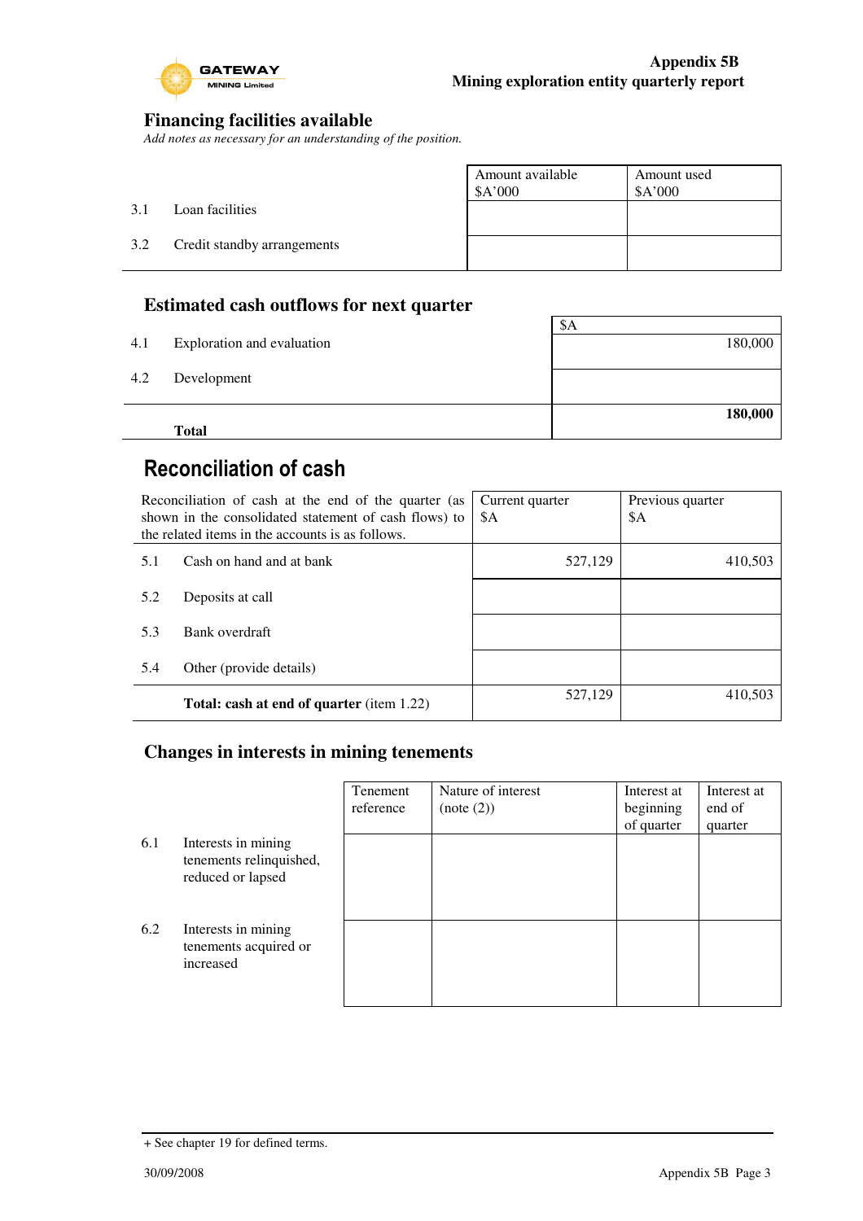### Financing facilities available

*Add notes as necessary for an understanding of the position.*

| | | Amount available $A'000 | Amount used $A'000 |
|---|---|---|---|
| 3.1 | Loan facilities | | |
| 3.2 | Credit standby arrangements | | |

### Estimated cash outflows for next quarter

| | | $A |
|---|---|---|
| 4.1 | Exploration and evaluation | 180,000 |
| 4.2 | Development | |
| | **Total** | **180,000** |

## Reconciliation of cash

| Reconciliation of cash at the end of the quarter (as shown in the consolidated statement of cash flows) to the related items in the accounts is as follows. | | Current quarter $A | Previous quarter $A |
|---|---|---|---|
| 5.1 | Cash on hand and at bank | 527,129 | 410,503 |
| 5.2 | Deposits at call | | |
| 5.3 | Bank overdraft | | |
| 5.4 | Other (provide details) | | |
| | **Total: cash at end of quarter** (item 1.22) | 527,129 | 410,503 |

### Changes in interests in mining tenements

| | | Tenement reference | Nature of interest (note (2)) | Interest at beginning of quarter | Interest at end of quarter |
|---|---|---|---|---|---|
| 6.1 | Interests in mining tenements relinquished, reduced or lapsed | | | | |
| 6.2 | Interests in mining tenements acquired or increased | | | | |

+ See chapter 19 for defined terms.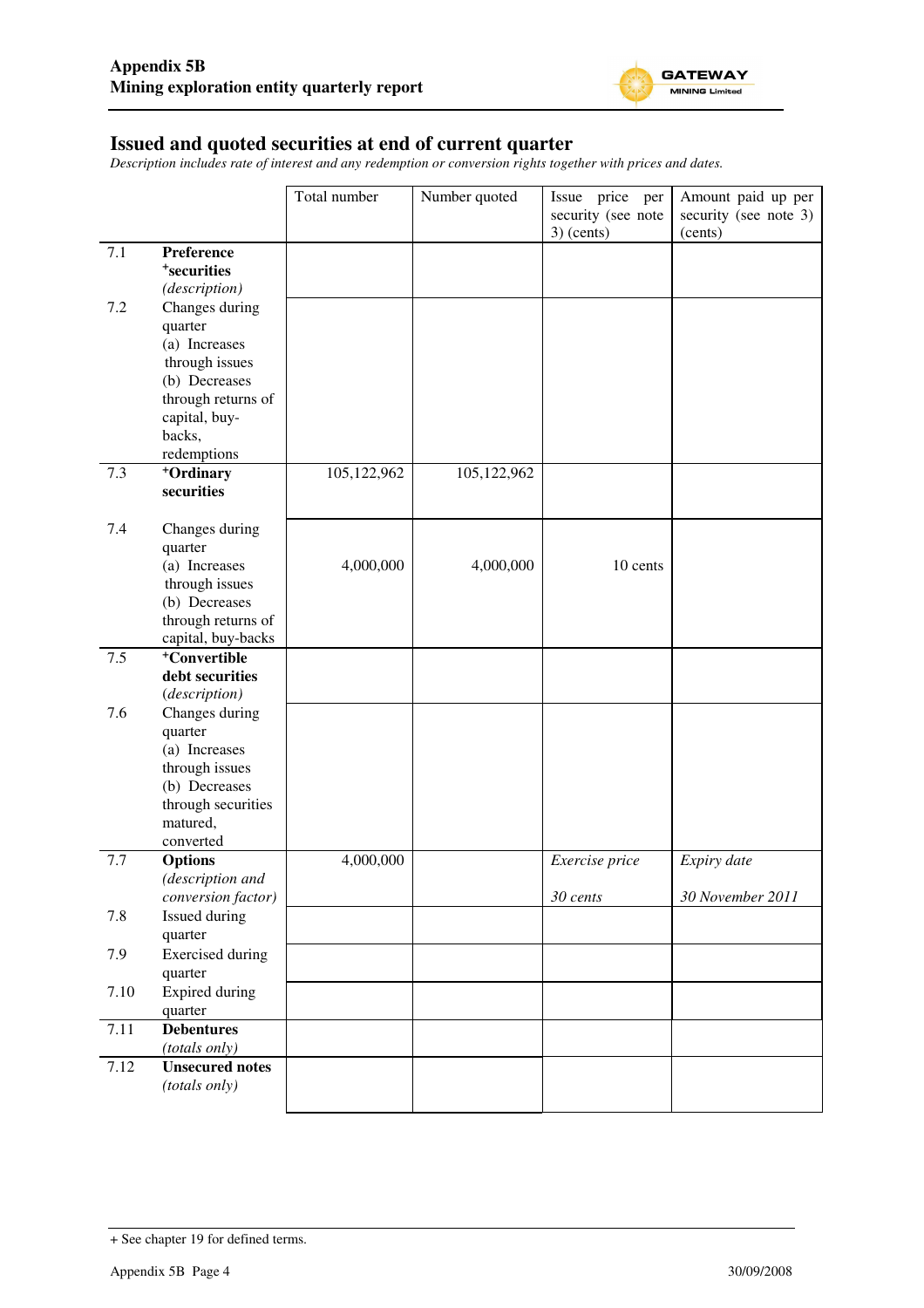## Issued and quoted securities at end of current quarter

*Description includes rate of interest and any redemption or conversion rights together with prices and dates.*

| | | Total number | Number quoted | Issue price per security (see note 3) (cents) | Amount paid up per security (see note 3) (cents) |
|---|---|---|---|---|---|
| 7.1 | **Preference +securities** *(description)* | | | | |
| 7.2 | Changes during quarter (a) Increases through issues (b) Decreases through returns of capital, buy-backs, redemptions | | | | |
| 7.3 | **+Ordinary securities** | 105,122,962 | 105,122,962 | | |
| 7.4 | Changes during quarter (a) Increases through issues (b) Decreases through returns of capital, buy-backs | 4,000,000 | 4,000,000 | 10 cents | |
| 7.5 | **+Convertible debt securities** *(description)* | | | | |
| 7.6 | Changes during quarter (a) Increases through issues (b) Decreases through securities matured, converted | | | | |
| 7.7 | **Options** *(description and conversion factor)* | 4,000,000 | | *Exercise price* *30 cents* | *Expiry date* *30 November 2011* |
| 7.8 | Issued during quarter | | | | |
| 7.9 | Exercised during quarter | | | | |
| 7.10 | Expired during quarter | | | | |
| 7.11 | **Debentures** *(totals only)* | | | | |
| 7.12 | **Unsecured notes** *(totals only)* | | | | |

+ See chapter 19 for defined terms.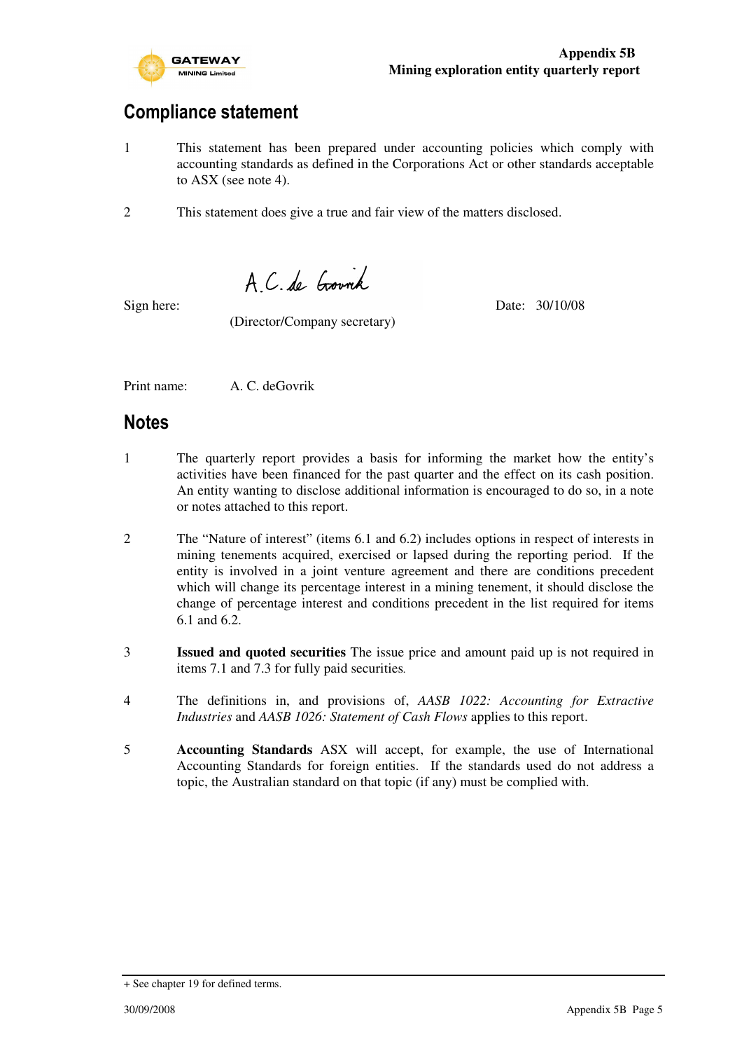## Compliance statement

1 This statement has been prepared under accounting policies which comply with accounting standards as defined in the Corporations Act or other standards acceptable to ASX (see note 4).

2 This statement does give a true and fair view of the matters disclosed.

Sign here: A.C. de Govrik (Director/Company secretary) Date: 30/10/08

Print name: A. C. deGovrik

## Notes

1 The quarterly report provides a basis for informing the market how the entity's activities have been financed for the past quarter and the effect on its cash position. An entity wanting to disclose additional information is encouraged to do so, in a note or notes attached to this report.

2 The "Nature of interest" (items 6.1 and 6.2) includes options in respect of interests in mining tenements acquired, exercised or lapsed during the reporting period. If the entity is involved in a joint venture agreement and there are conditions precedent which will change its percentage interest in a mining tenement, it should disclose the change of percentage interest and conditions precedent in the list required for items 6.1 and 6.2.

3 **Issued and quoted securities** The issue price and amount paid up is not required in items 7.1 and 7.3 for fully paid securities.

4 The definitions in, and provisions of, *AASB 1022: Accounting for Extractive Industries* and *AASB 1026: Statement of Cash Flows* applies to this report.

5 **Accounting Standards** ASX will accept, for example, the use of International Accounting Standards for foreign entities. If the standards used do not address a topic, the Australian standard on that topic (if any) must be complied with.

+ See chapter 19 for defined terms.